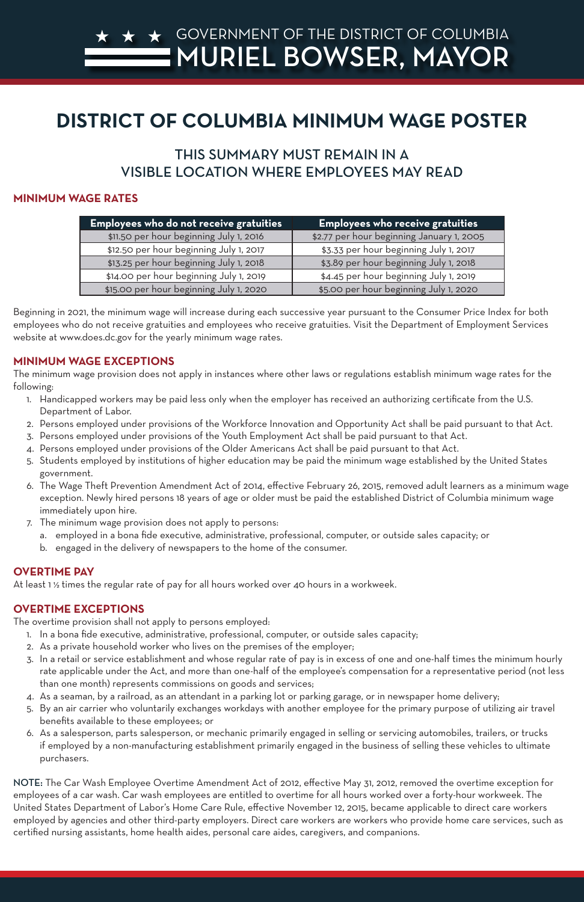GOVERNMENT OF THE DISTRICT OF COLUMBIA
MURIEL BOWSER, MAYOR

# DISTRICT OF COLUMBIA MINIMUM WAGE POSTER

## THIS SUMMARY MUST REMAIN IN A VISIBLE LOCATION WHERE EMPLOYEES MAY READ

### MINIMUM WAGE RATES

| Employees who do not receive gratuities | Employees who receive gratuities |
|---|---|
| $11.50 per hour beginning July 1, 2016 | $2.77 per hour beginning January 1, 2005 |
| $12.50 per hour beginning July 1, 2017 | $3.33 per hour beginning July 1, 2017 |
| $13.25 per hour beginning July 1, 2018 | $3.89 per hour beginning July 1, 2018 |
| $14.00 per hour beginning July 1, 2019 | $4.45 per hour beginning July 1, 2019 |
| $15.00 per hour beginning July 1, 2020 | $5.00 per hour beginning July 1, 2020 |

Beginning in 2021, the minimum wage will increase during each successive year pursuant to the Consumer Price Index for both employees who do not receive gratuities and employees who receive gratuities. Visit the Department of Employment Services website at www.does.dc.gov for the yearly minimum wage rates.

### MINIMUM WAGE EXCEPTIONS

The minimum wage provision does not apply in instances where other laws or regulations establish minimum wage rates for the following:

1. Handicapped workers may be paid less only when the employer has received an authorizing certificate from the U.S. Department of Labor.
2. Persons employed under provisions of the Workforce Innovation and Opportunity Act shall be paid pursuant to that Act.
3. Persons employed under provisions of the Youth Employment Act shall be paid pursuant to that Act.
4. Persons employed under provisions of the Older Americans Act shall be paid pursuant to that Act.
5. Students employed by institutions of higher education may be paid the minimum wage established by the United States government.
6. The Wage Theft Prevention Amendment Act of 2014, effective February 26, 2015, removed adult learners as a minimum wage exception. Newly hired persons 18 years of age or older must be paid the established District of Columbia minimum wage immediately upon hire.
7. The minimum wage provision does not apply to persons:
   a. employed in a bona fide executive, administrative, professional, computer, or outside sales capacity; or
   b. engaged in the delivery of newspapers to the home of the consumer.

### OVERTIME PAY

At least 1 ½ times the regular rate of pay for all hours worked over 40 hours in a workweek.

### OVERTIME EXCEPTIONS

The overtime provision shall not apply to persons employed:

1. In a bona fide executive, administrative, professional, computer, or outside sales capacity;
2. As a private household worker who lives on the premises of the employer;
3. In a retail or service establishment and whose regular rate of pay is in excess of one and one-half times the minimum hourly rate applicable under the Act, and more than one-half of the employee's compensation for a representative period (not less than one month) represents commissions on goods and services;
4. As a seaman, by a railroad, as an attendant in a parking lot or parking garage, or in newspaper home delivery;
5. By an air carrier who voluntarily exchanges workdays with another employee for the primary purpose of utilizing air travel benefits available to these employees; or
6. As a salesperson, parts salesperson, or mechanic primarily engaged in selling or servicing automobiles, trailers, or trucks if employed by a non-manufacturing establishment primarily engaged in the business of selling these vehicles to ultimate purchasers.

**NOTE:** The Car Wash Employee Overtime Amendment Act of 2012, effective May 31, 2012, removed the overtime exception for employees of a car wash. Car wash employees are entitled to overtime for all hours worked over a forty-hour workweek. The United States Department of Labor's Home Care Rule, effective November 12, 2015, became applicable to direct care workers employed by agencies and other third-party employers. Direct care workers are workers who provide home care services, such as certified nursing assistants, home health aides, personal care aides, caregivers, and companions.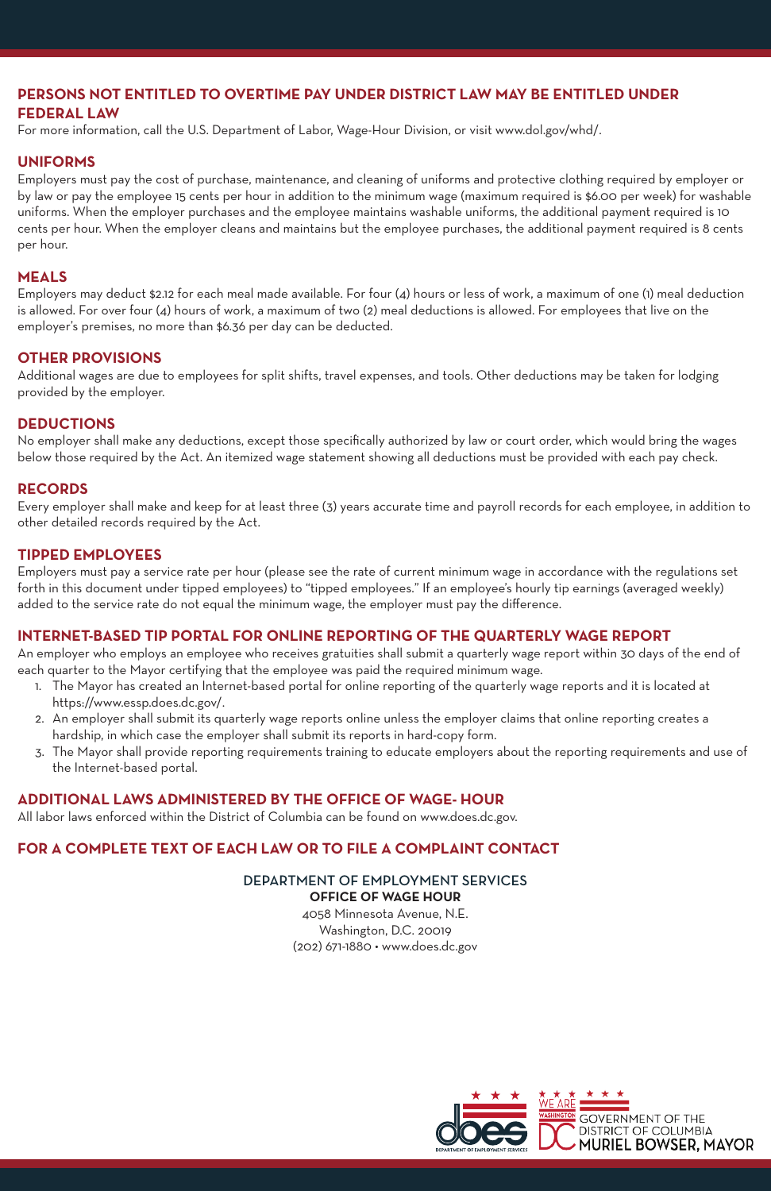## PERSONS NOT ENTITLED TO OVERTIME PAY UNDER DISTRICT LAW MAY BE ENTITLED UNDER FEDERAL LAW

For more information, call the U.S. Department of Labor, Wage-Hour Division, or visit www.dol.gov/whd/.

## UNIFORMS

Employers must pay the cost of purchase, maintenance, and cleaning of uniforms and protective clothing required by employer or by law or pay the employee 15 cents per hour in addition to the minimum wage (maximum required is $6.00 per week) for washable uniforms. When the employer purchases and the employee maintains washable uniforms, the additional payment required is 10 cents per hour. When the employer cleans and maintains but the employee purchases, the additional payment required is 8 cents per hour.

## MEALS

Employers may deduct $2.12 for each meal made available. For four (4) hours or less of work, a maximum of one (1) meal deduction is allowed. For over four (4) hours of work, a maximum of two (2) meal deductions is allowed. For employees that live on the employer's premises, no more than $6.36 per day can be deducted.

## OTHER PROVISIONS

Additional wages are due to employees for split shifts, travel expenses, and tools. Other deductions may be taken for lodging provided by the employer.

## DEDUCTIONS

No employer shall make any deductions, except those specifically authorized by law or court order, which would bring the wages below those required by the Act. An itemized wage statement showing all deductions must be provided with each pay check.

## RECORDS

Every employer shall make and keep for at least three (3) years accurate time and payroll records for each employee, in addition to other detailed records required by the Act.

## TIPPED EMPLOYEES

Employers must pay a service rate per hour (please see the rate of current minimum wage in accordance with the regulations set forth in this document under tipped employees) to "tipped employees." If an employee's hourly tip earnings (averaged weekly) added to the service rate do not equal the minimum wage, the employer must pay the difference.

## INTERNET-BASED TIP PORTAL FOR ONLINE REPORTING OF THE QUARTERLY WAGE REPORT

An employer who employs an employee who receives gratuities shall submit a quarterly wage report within 30 days of the end of each quarter to the Mayor certifying that the employee was paid the required minimum wage.

1. The Mayor has created an Internet-based portal for online reporting of the quarterly wage reports and it is located at https://www.essp.does.dc.gov/.
2. An employer shall submit its quarterly wage reports online unless the employer claims that online reporting creates a hardship, in which case the employer shall submit its reports in hard-copy form.
3. The Mayor shall provide reporting requirements training to educate employers about the reporting requirements and use of the Internet-based portal.

## ADDITIONAL LAWS ADMINISTERED BY THE OFFICE OF WAGE- HOUR

All labor laws enforced within the District of Columbia can be found on www.does.dc.gov.

## FOR A COMPLETE TEXT OF EACH LAW OR TO FILE A COMPLAINT CONTACT

DEPARTMENT OF EMPLOYMENT SERVICES
**OFFICE OF WAGE HOUR**
4058 Minnesota Avenue, N.E.
Washington, D.C. 20019
(202) 671-1880 • www.does.dc.gov

does DEPARTMENT OF EMPLOYMENT SERVICES

WE ARE WASHINGTON DC GOVERNMENT OF THE DISTRICT OF COLUMBIA
MURIEL BOWSER, MAYOR